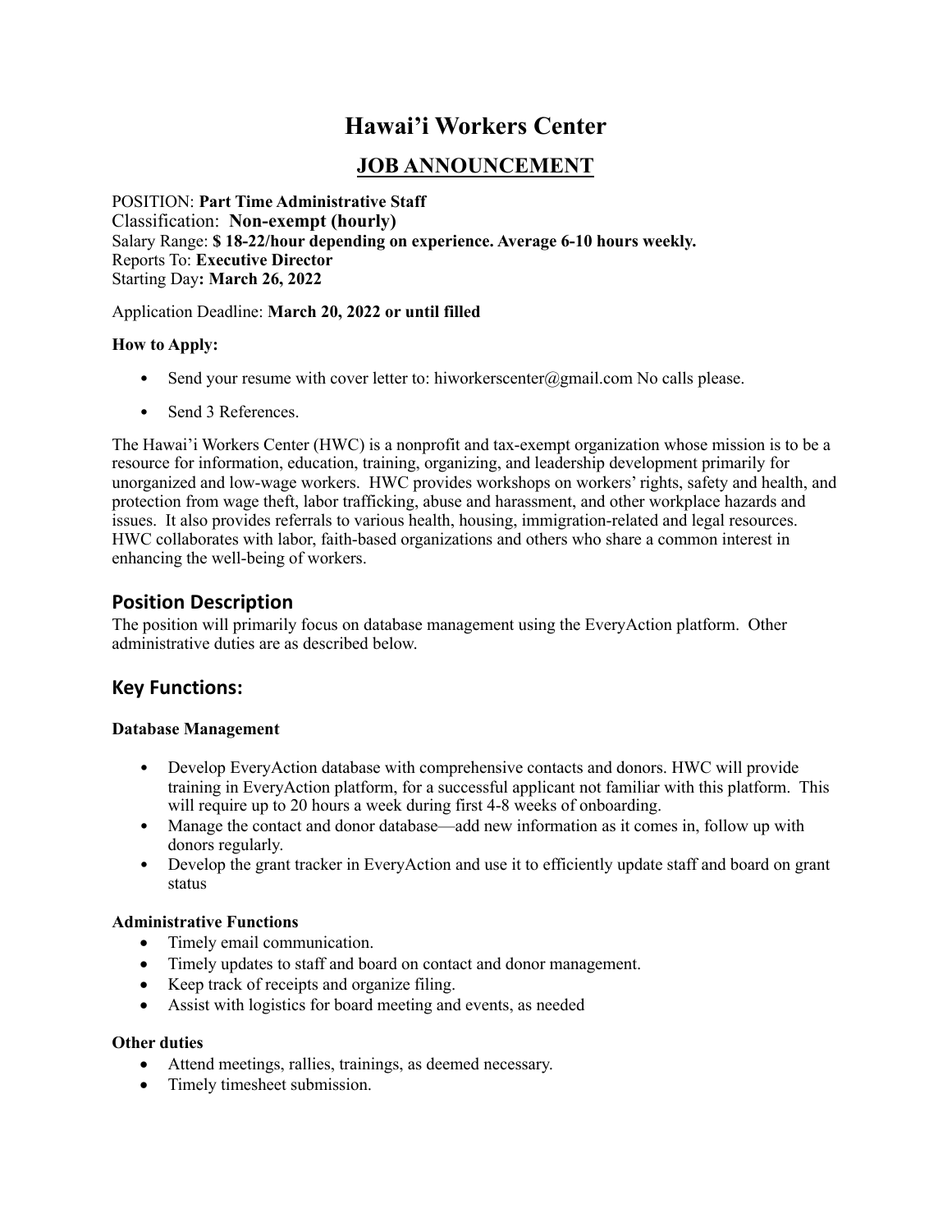# Hawai'i Workers Center

## JOB ANNOUNCEMENT

POSITION: **Part Time Administrative Staff**
Classification: **Non-exempt (hourly)**
Salary Range: **$ 18-22/hour depending on experience. Average 6-10 hours weekly.**
Reports To: **Executive Director**
Starting Day**: March 26, 2022**

Application Deadline: **March 20, 2022 or until filled**

**How to Apply:**

- Send your resume with cover letter to: hiworkerscenter@gmail.com No calls please.
- Send 3 References.

The Hawai'i Workers Center (HWC) is a nonprofit and tax-exempt organization whose mission is to be a resource for information, education, training, organizing, and leadership development primarily for unorganized and low-wage workers. HWC provides workshops on workers' rights, safety and health, and protection from wage theft, labor trafficking, abuse and harassment, and other workplace hazards and issues. It also provides referrals to various health, housing, immigration-related and legal resources. HWC collaborates with labor, faith-based organizations and others who share a common interest in enhancing the well-being of workers.

## Position Description

The position will primarily focus on database management using the EveryAction platform. Other administrative duties are as described below.

## Key Functions:

**Database Management**

- Develop EveryAction database with comprehensive contacts and donors. HWC will provide training in EveryAction platform, for a successful applicant not familiar with this platform. This will require up to 20 hours a week during first 4-8 weeks of onboarding.
- Manage the contact and donor database—add new information as it comes in, follow up with donors regularly.
- Develop the grant tracker in EveryAction and use it to efficiently update staff and board on grant status

**Administrative Functions**

- Timely email communication.
- Timely updates to staff and board on contact and donor management.
- Keep track of receipts and organize filing.
- Assist with logistics for board meeting and events, as needed

**Other duties**

- Attend meetings, rallies, trainings, as deemed necessary.
- Timely timesheet submission.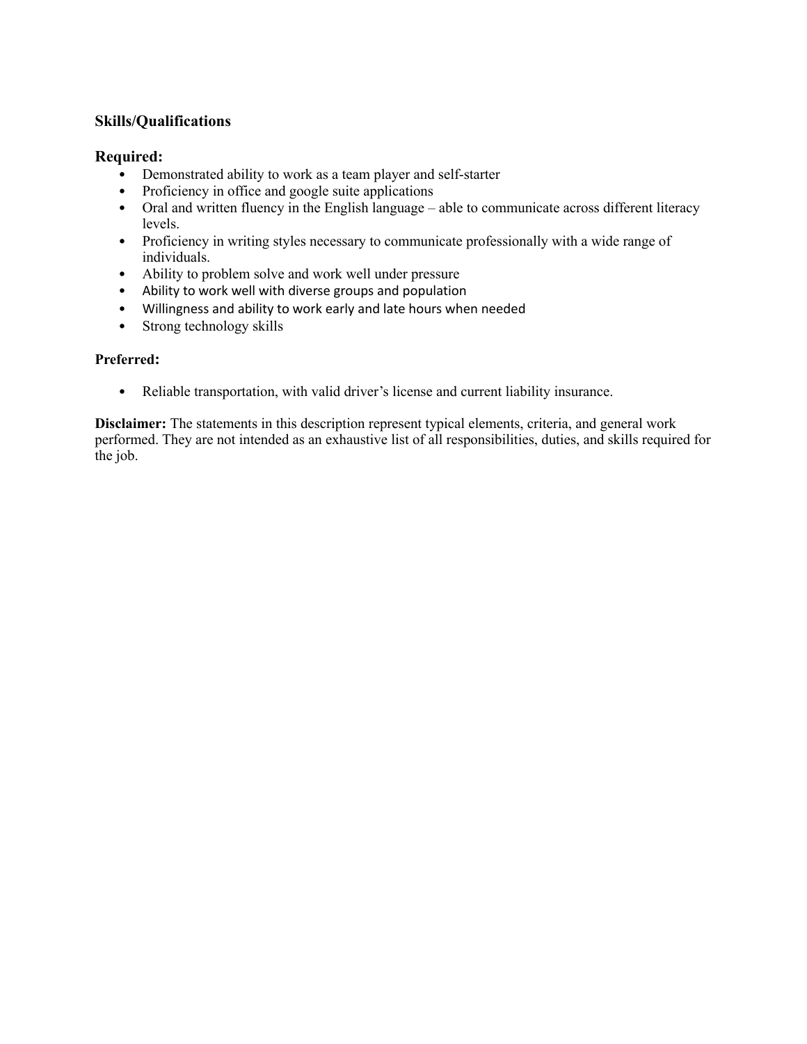### Skills/Qualifications

**Required:**

- Demonstrated ability to work as a team player and self-starter
- Proficiency in office and google suite applications
- Oral and written fluency in the English language – able to communicate across different literacy levels.
- Proficiency in writing styles necessary to communicate professionally with a wide range of individuals.
- Ability to problem solve and work well under pressure
- Ability to work well with diverse groups and population
- Willingness and ability to work early and late hours when needed
- Strong technology skills

**Preferred:**

- Reliable transportation, with valid driver's license and current liability insurance.

**Disclaimer:** The statements in this description represent typical elements, criteria, and general work performed. They are not intended as an exhaustive list of all responsibilities, duties, and skills required for the job.